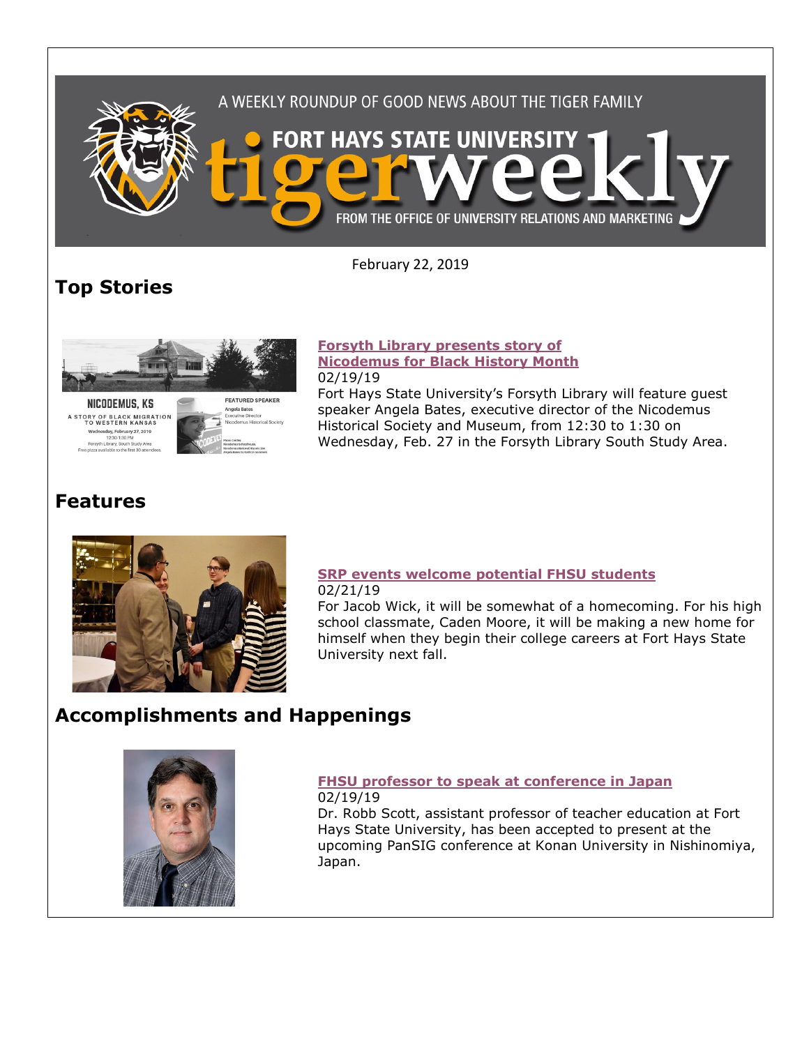A WEEKLY ROUNDUP OF GOOD NEWS ABOUT THE TIGER FAMILY

FORT HAYS STATE UNIVERSITY tigerweekly

FROM THE OFFICE OF UNIVERSITY RELATIONS AND MARKETING

February 22, 2019

## Top Stories

### Forsyth Library presents story of Nicodemus for Black History Month

02/19/19

Fort Hays State University's Forsyth Library will feature guest speaker Angela Bates, executive director of the Nicodemus Historical Society and Museum, from 12:30 to 1:30 on Wednesday, Feb. 27 in the Forsyth Library South Study Area.

## Features

### SRP events welcome potential FHSU students

02/21/19

For Jacob Wick, it will be somewhat of a homecoming. For his high school classmate, Caden Moore, it will be making a new home for himself when they begin their college careers at Fort Hays State University next fall.

## Accomplishments and Happenings

### FHSU professor to speak at conference in Japan

02/19/19

Dr. Robb Scott, assistant professor of teacher education at Fort Hays State University, has been accepted to present at the upcoming PanSIG conference at Konan University in Nishinomiya, Japan.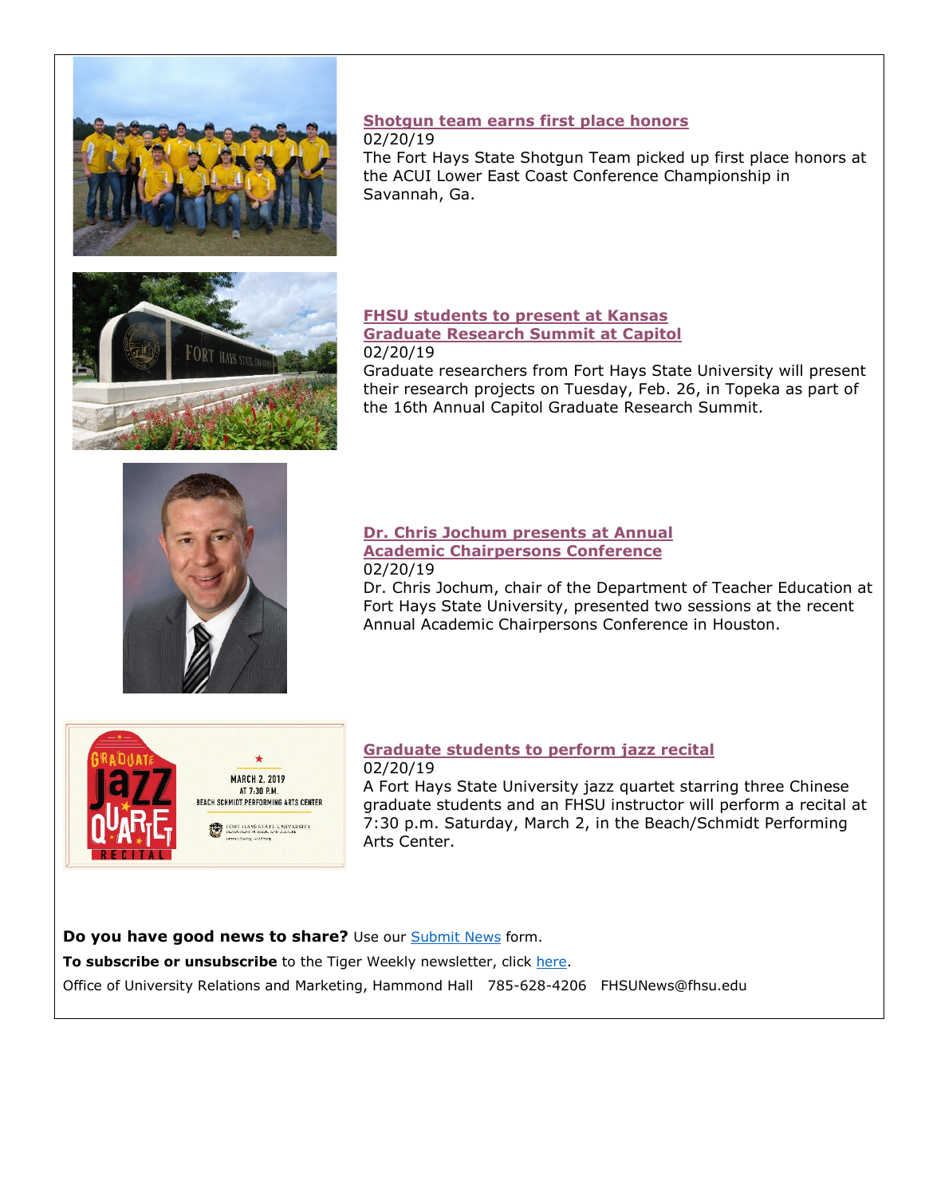**[Shotgun team earns first place honors]**
02/20/19
The Fort Hays State Shotgun Team picked up first place honors at the ACUI Lower East Coast Conference Championship in Savannah, Ga.

**[FHSU students to present at Kansas Graduate Research Summit at Capitol]**
02/20/19
Graduate researchers from Fort Hays State University will present their research projects on Tuesday, Feb. 26, in Topeka as part of the 16th Annual Capitol Graduate Research Summit.

**[Dr. Chris Jochum presents at Annual Academic Chairpersons Conference]**
02/20/19
Dr. Chris Jochum, chair of the Department of Teacher Education at Fort Hays State University, presented two sessions at the recent Annual Academic Chairpersons Conference in Houston.

**[Graduate students to perform jazz recital]**
02/20/19
A Fort Hays State University jazz quartet starring three Chinese graduate students and an FHSU instructor will perform a recital at 7:30 p.m. Saturday, March 2, in the Beach/Schmidt Performing Arts Center.

**Do you have good news to share?** Use our [Submit News] form.

**To subscribe or unsubscribe** to the Tiger Weekly newsletter, click [here].

Office of University Relations and Marketing, Hammond Hall 785-628-4206 FHSUNews@fhsu.edu